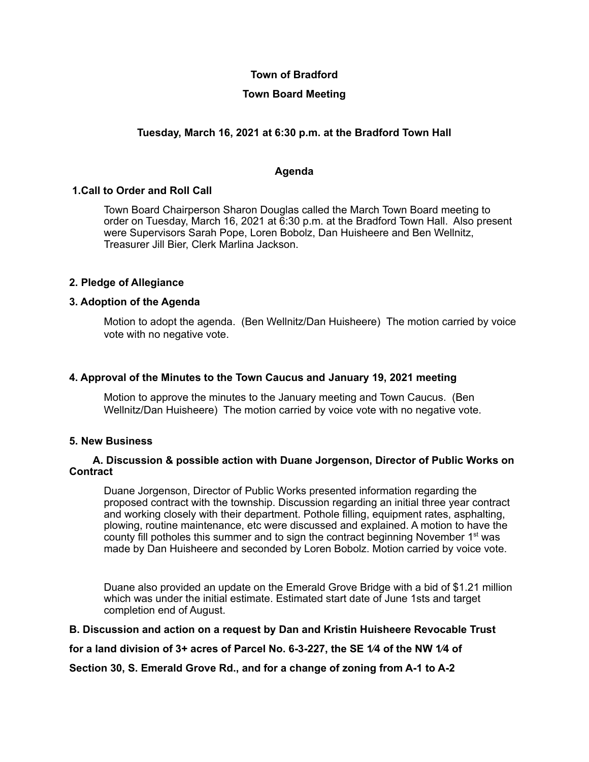**Town of Bradford**

**Town Board Meeting**

**Tuesday, March 16, 2021 at 6:30 p.m. at the Bradford Town Hall**

**Agenda**

**1.Call to Order and Roll Call**

Town Board Chairperson Sharon Douglas called the March Town Board meeting to order on Tuesday, March 16, 2021 at 6:30 p.m. at the Bradford Town Hall. Also present were Supervisors Sarah Pope, Loren Bobolz, Dan Huisheere and Ben Wellnitz, Treasurer Jill Bier, Clerk Marlina Jackson.

**2. Pledge of Allegiance**

**3. Adoption of the Agenda**

Motion to adopt the agenda. (Ben Wellnitz/Dan Huisheere) The motion carried by voice vote with no negative vote.

**4. Approval of the Minutes to the Town Caucus and January 19, 2021 meeting**

Motion to approve the minutes to the January meeting and Town Caucus. (Ben Wellnitz/Dan Huisheere) The motion carried by voice vote with no negative vote.

**5. New Business**

**A. Discussion & possible action with Duane Jorgenson, Director of Public Works on Contract**

Duane Jorgenson, Director of Public Works presented information regarding the proposed contract with the township. Discussion regarding an initial three year contract and working closely with their department. Pothole filling, equipment rates, asphalting, plowing, routine maintenance, etc were discussed and explained. A motion to have the county fill potholes this summer and to sign the contract beginning November 1st was made by Dan Huisheere and seconded by Loren Bobolz. Motion carried by voice vote.

Duane also provided an update on the Emerald Grove Bridge with a bid of $1.21 million which was under the initial estimate. Estimated start date of June 1sts and target completion end of August.

**B. Discussion and action on a request by Dan and Kristin Huisheere Revocable Trust for a land division of 3+ acres of Parcel No. 6-3-227, the SE 1⁄4 of the NW 1⁄4 of Section 30, S. Emerald Grove Rd., and for a change of zoning from A-1 to A-2**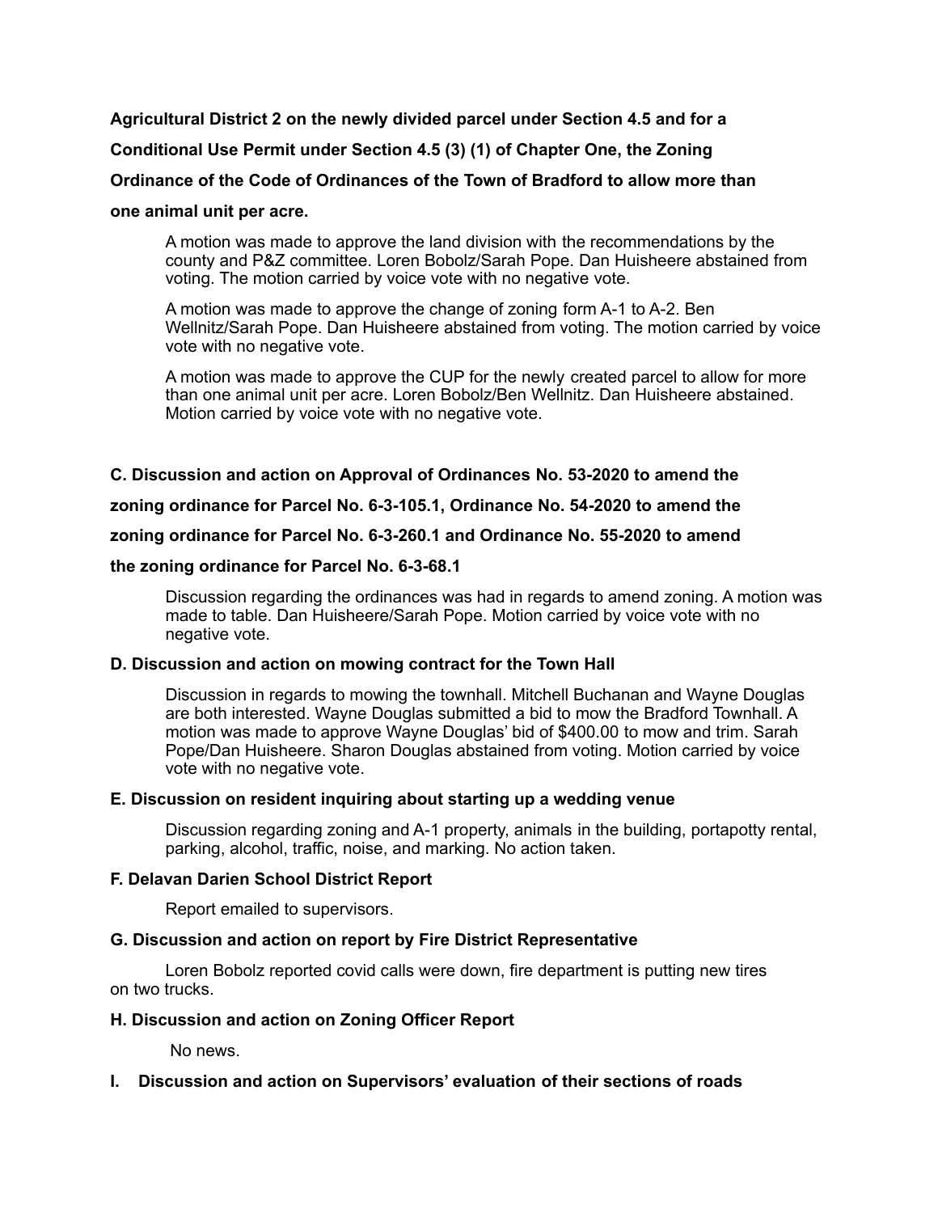**Agricultural District 2 on the newly divided parcel under Section 4.5 and for a Conditional Use Permit under Section 4.5 (3) (1) of Chapter One, the Zoning Ordinance of the Code of Ordinances of the Town of Bradford to allow more than one animal unit per acre.**

A motion was made to approve the land division with the recommendations by the county and P&Z committee. Loren Bobolz/Sarah Pope. Dan Huisheere abstained from voting. The motion carried by voice vote with no negative vote.

A motion was made to approve the change of zoning form A-1 to A-2. Ben Wellnitz/Sarah Pope. Dan Huisheere abstained from voting. The motion carried by voice vote with no negative vote.

A motion was made to approve the CUP for the newly created parcel to allow for more than one animal unit per acre. Loren Bobolz/Ben Wellnitz. Dan Huisheere abstained. Motion carried by voice vote with no negative vote.

**C. Discussion and action on Approval of Ordinances No. 53-2020 to amend the zoning ordinance for Parcel No. 6-3-105.1, Ordinance No. 54-2020 to amend the zoning ordinance for Parcel No. 6-3-260.1 and Ordinance No. 55-2020 to amend the zoning ordinance for Parcel No. 6-3-68.1**

Discussion regarding the ordinances was had in regards to amend zoning. A motion was made to table. Dan Huisheere/Sarah Pope. Motion carried by voice vote with no negative vote.

**D. Discussion and action on mowing contract for the Town Hall**

Discussion in regards to mowing the townhall. Mitchell Buchanan and Wayne Douglas are both interested. Wayne Douglas submitted a bid to mow the Bradford Townhall. A motion was made to approve Wayne Douglas' bid of $400.00 to mow and trim. Sarah Pope/Dan Huisheere. Sharon Douglas abstained from voting. Motion carried by voice vote with no negative vote.

**E. Discussion on resident inquiring about starting up a wedding venue**

Discussion regarding zoning and A-1 property, animals in the building, portapotty rental, parking, alcohol, traffic, noise, and marking. No action taken.

**F. Delavan Darien School District Report**

Report emailed to supervisors.

**G. Discussion and action on report by Fire District Representative**

Loren Bobolz reported covid calls were down, fire department is putting new tires on two trucks.

**H. Discussion and action on Zoning Officer Report**

No news.

**I. Discussion and action on Supervisors' evaluation of their sections of roads**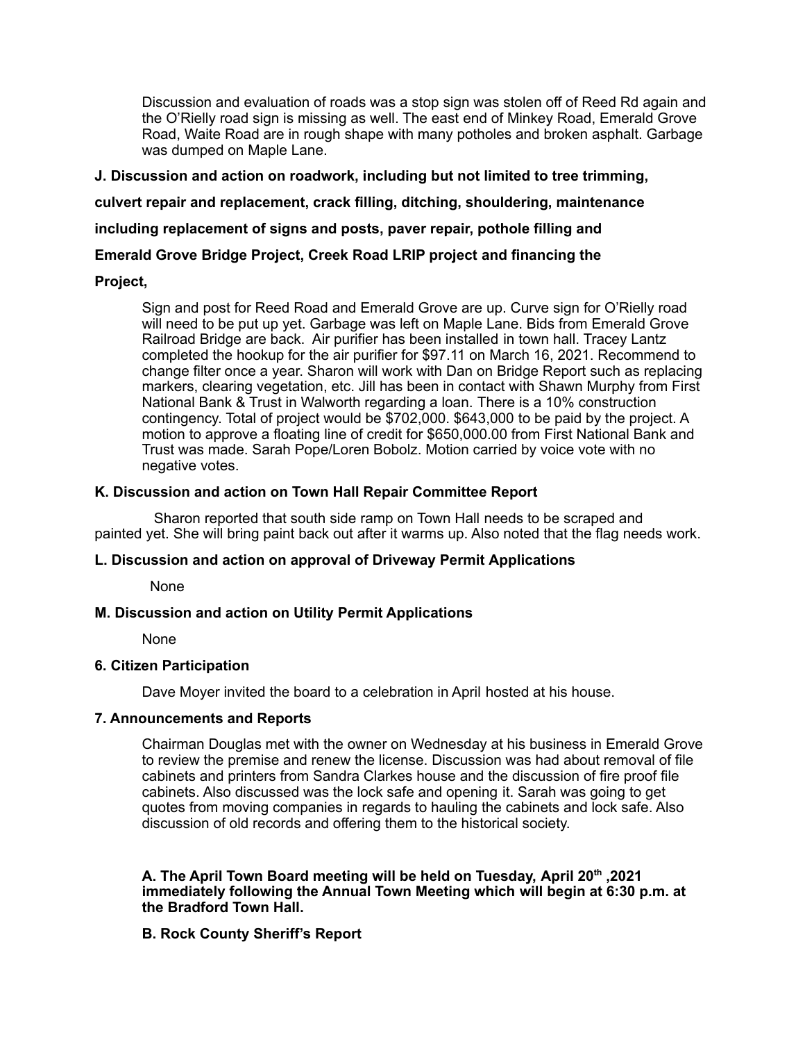Discussion and evaluation of roads was a stop sign was stolen off of Reed Rd again and the O'Rielly road sign is missing as well. The east end of Minkey Road, Emerald Grove Road, Waite Road are in rough shape with many potholes and broken asphalt. Garbage was dumped on Maple Lane.

**J. Discussion and action on roadwork, including but not limited to tree trimming, culvert repair and replacement, crack filling, ditching, shouldering, maintenance including replacement of signs and posts, paver repair, pothole filling and Emerald Grove Bridge Project, Creek Road LRIP project and financing the Project,**

Sign and post for Reed Road and Emerald Grove are up. Curve sign for O'Rielly road will need to be put up yet. Garbage was left on Maple Lane. Bids from Emerald Grove Railroad Bridge are back. Air purifier has been installed in town hall. Tracey Lantz completed the hookup for the air purifier for $97.11 on March 16, 2021. Recommend to change filter once a year. Sharon will work with Dan on Bridge Report such as replacing markers, clearing vegetation, etc. Jill has been in contact with Shawn Murphy from First National Bank & Trust in Walworth regarding a loan. There is a 10% construction contingency. Total of project would be $702,000. $643,000 to be paid by the project. A motion to approve a floating line of credit for $650,000.00 from First National Bank and Trust was made. Sarah Pope/Loren Bobolz. Motion carried by voice vote with no negative votes.

**K. Discussion and action on Town Hall Repair Committee Report**

Sharon reported that south side ramp on Town Hall needs to be scraped and painted yet. She will bring paint back out after it warms up. Also noted that the flag needs work.

**L. Discussion and action on approval of Driveway Permit Applications**

None

**M. Discussion and action on Utility Permit Applications**

None

**6. Citizen Participation**

Dave Moyer invited the board to a celebration in April hosted at his house.

**7. Announcements and Reports**

Chairman Douglas met with the owner on Wednesday at his business in Emerald Grove to review the premise and renew the license. Discussion was had about removal of file cabinets and printers from Sandra Clarkes house and the discussion of fire proof file cabinets. Also discussed was the lock safe and opening it. Sarah was going to get quotes from moving companies in regards to hauling the cabinets and lock safe. Also discussion of old records and offering them to the historical society.

**A. The April Town Board meeting will be held on Tuesday, April 20th ,2021 immediately following the Annual Town Meeting which will begin at 6:30 p.m. at the Bradford Town Hall.**

**B. Rock County Sheriff's Report**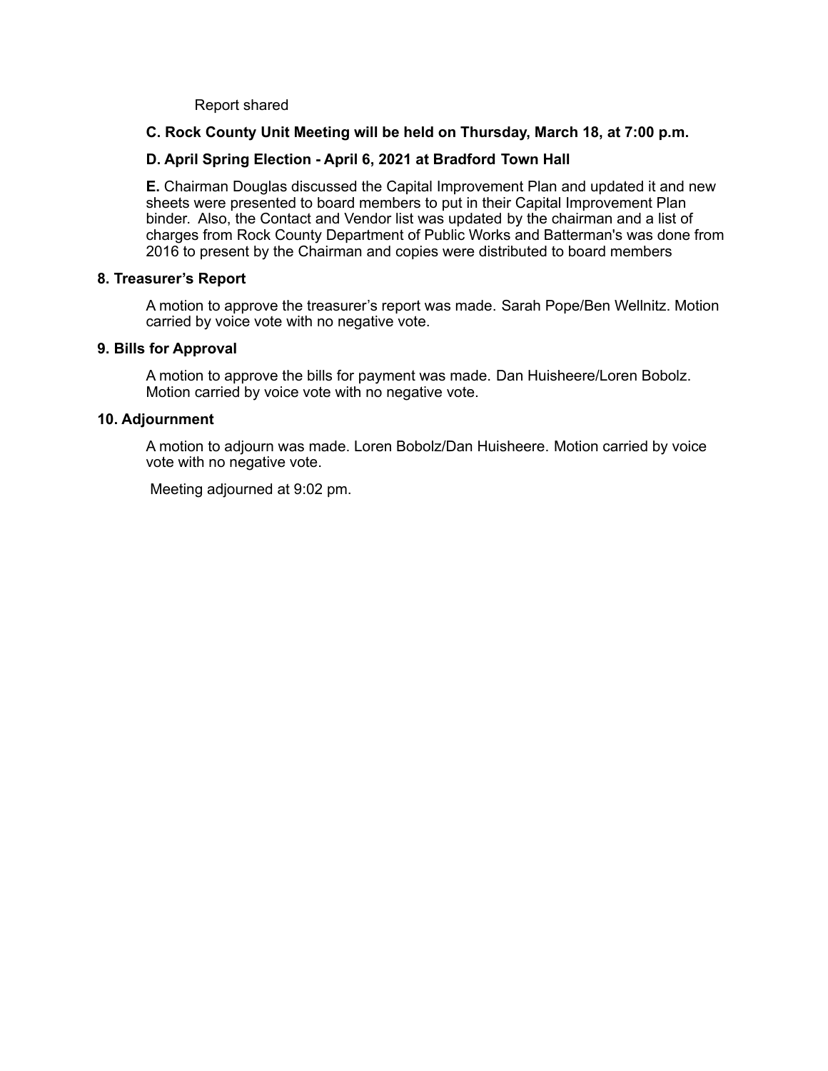Report shared

**C. Rock County Unit Meeting will be held on Thursday, March 18, at 7:00 p.m.**

**D. April Spring Election - April 6, 2021 at Bradford Town Hall**

**E.** Chairman Douglas discussed the Capital Improvement Plan and updated it and new sheets were presented to board members to put in their Capital Improvement Plan binder. Also, the Contact and Vendor list was updated by the chairman and a list of charges from Rock County Department of Public Works and Batterman's was done from 2016 to present by the Chairman and copies were distributed to board members

**8. Treasurer's Report**

A motion to approve the treasurer's report was made. Sarah Pope/Ben Wellnitz. Motion carried by voice vote with no negative vote.

**9. Bills for Approval**

A motion to approve the bills for payment was made. Dan Huisheere/Loren Bobolz. Motion carried by voice vote with no negative vote.

**10. Adjournment**

A motion to adjourn was made. Loren Bobolz/Dan Huisheere. Motion carried by voice vote with no negative vote.

Meeting adjourned at 9:02 pm.